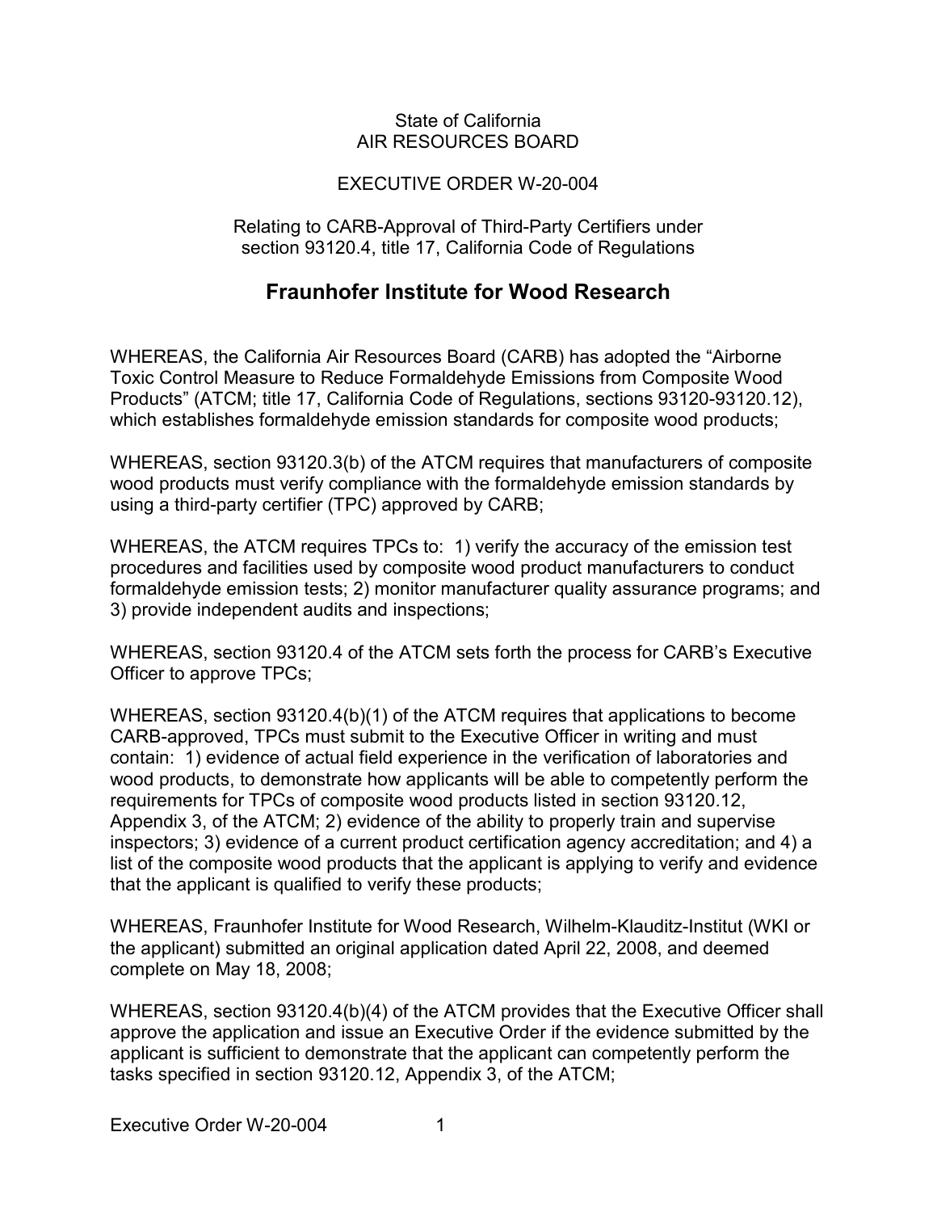State of California
AIR RESOURCES BOARD

EXECUTIVE ORDER W-20-004

Relating to CARB-Approval of Third-Party Certifiers under section 93120.4, title 17, California Code of Regulations

# Fraunhofer Institute for Wood Research

WHEREAS, the California Air Resources Board (CARB) has adopted the “Airborne Toxic Control Measure to Reduce Formaldehyde Emissions from Composite Wood Products” (ATCM; title 17, California Code of Regulations, sections 93120-93120.12), which establishes formaldehyde emission standards for composite wood products;

WHEREAS, section 93120.3(b) of the ATCM requires that manufacturers of composite wood products must verify compliance with the formaldehyde emission standards by using a third-party certifier (TPC) approved by CARB;

WHEREAS, the ATCM requires TPCs to: 1) verify the accuracy of the emission test procedures and facilities used by composite wood product manufacturers to conduct formaldehyde emission tests; 2) monitor manufacturer quality assurance programs; and 3) provide independent audits and inspections;

WHEREAS, section 93120.4 of the ATCM sets forth the process for CARB's Executive Officer to approve TPCs;

WHEREAS, section 93120.4(b)(1) of the ATCM requires that applications to become CARB-approved, TPCs must submit to the Executive Officer in writing and must contain: 1) evidence of actual field experience in the verification of laboratories and wood products, to demonstrate how applicants will be able to competently perform the requirements for TPCs of composite wood products listed in section 93120.12, Appendix 3, of the ATCM; 2) evidence of the ability to properly train and supervise inspectors; 3) evidence of a current product certification agency accreditation; and 4) a list of the composite wood products that the applicant is applying to verify and evidence that the applicant is qualified to verify these products;

WHEREAS, Fraunhofer Institute for Wood Research, Wilhelm-Klauditz-Institut (WKI or the applicant) submitted an original application dated April 22, 2008, and deemed complete on May 18, 2008;

WHEREAS, section 93120.4(b)(4) of the ATCM provides that the Executive Officer shall approve the application and issue an Executive Order if the evidence submitted by the applicant is sufficient to demonstrate that the applicant can competently perform the tasks specified in section 93120.12, Appendix 3, of the ATCM;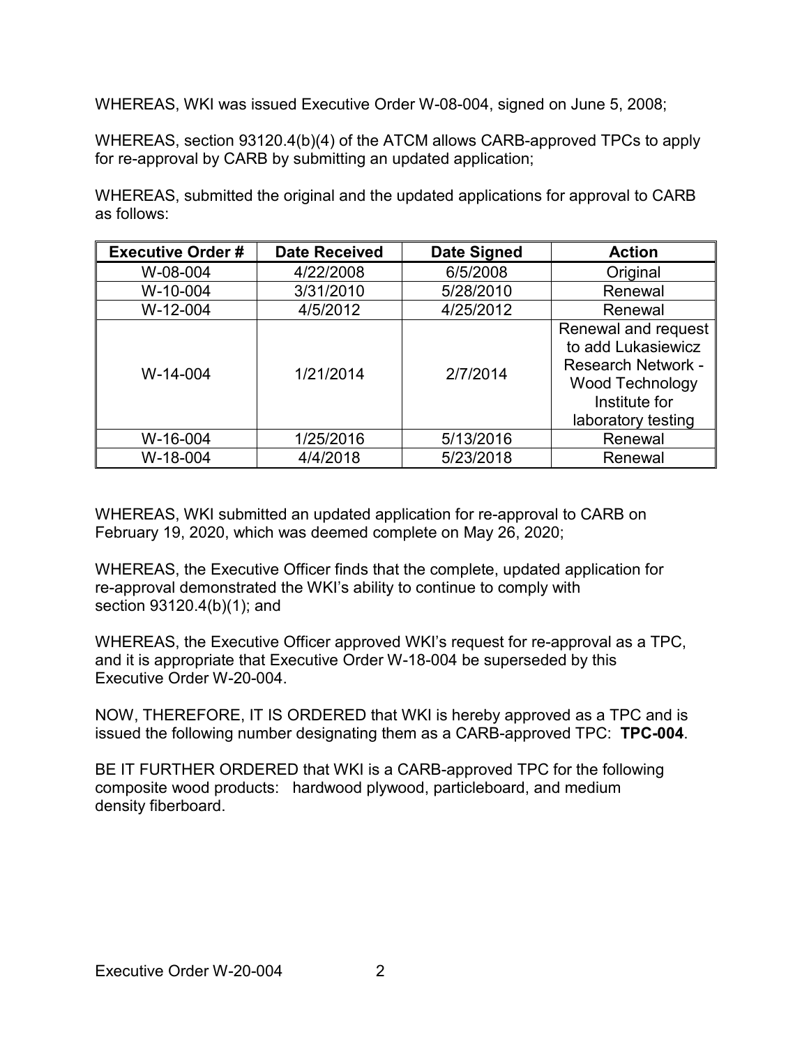WHEREAS, WKI was issued Executive Order W-08-004, signed on June 5, 2008;

WHEREAS, section 93120.4(b)(4) of the ATCM allows CARB-approved TPCs to apply for re-approval by CARB by submitting an updated application;

WHEREAS, submitted the original and the updated applications for approval to CARB as follows:

| Executive Order # | Date Received | Date Signed | Action |
| --- | --- | --- | --- |
| W-08-004 | 4/22/2008 | 6/5/2008 | Original |
| W-10-004 | 3/31/2010 | 5/28/2010 | Renewal |
| W-12-004 | 4/5/2012 | 4/25/2012 | Renewal |
| W-14-004 | 1/21/2014 | 2/7/2014 | Renewal and request to add Lukasiewicz Research Network - Wood Technology Institute for laboratory testing |
| W-16-004 | 1/25/2016 | 5/13/2016 | Renewal |
| W-18-004 | 4/4/2018 | 5/23/2018 | Renewal |

WHEREAS, WKI submitted an updated application for re-approval to CARB on February 19, 2020, which was deemed complete on May 26, 2020;

WHEREAS, the Executive Officer finds that the complete, updated application for re-approval demonstrated the WKI's ability to continue to comply with section 93120.4(b)(1); and

WHEREAS, the Executive Officer approved WKI's request for re-approval as a TPC, and it is appropriate that Executive Order W-18-004 be superseded by this Executive Order W-20-004.

NOW, THEREFORE, IT IS ORDERED that WKI is hereby approved as a TPC and is issued the following number designating them as a CARB-approved TPC: **TPC-004**.

BE IT FURTHER ORDERED that WKI is a CARB-approved TPC for the following composite wood products: hardwood plywood, particleboard, and medium density fiberboard.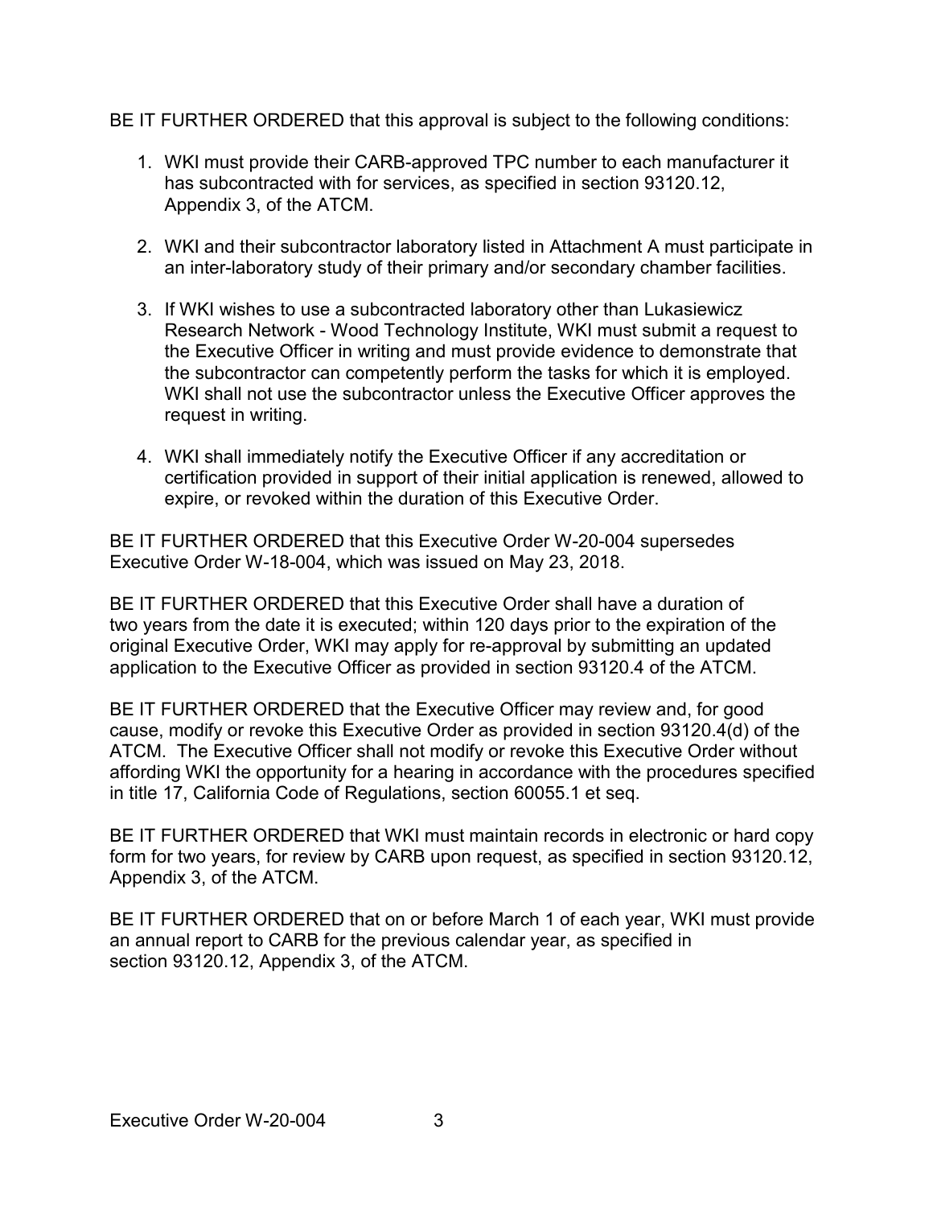BE IT FURTHER ORDERED that this approval is subject to the following conditions:

1. WKI must provide their CARB-approved TPC number to each manufacturer it has subcontracted with for services, as specified in section 93120.12, Appendix 3, of the ATCM.

2. WKI and their subcontractor laboratory listed in Attachment A must participate in an inter-laboratory study of their primary and/or secondary chamber facilities.

3. If WKI wishes to use a subcontracted laboratory other than Lukasiewicz Research Network - Wood Technology Institute, WKI must submit a request to the Executive Officer in writing and must provide evidence to demonstrate that the subcontractor can competently perform the tasks for which it is employed. WKI shall not use the subcontractor unless the Executive Officer approves the request in writing.

4. WKI shall immediately notify the Executive Officer if any accreditation or certification provided in support of their initial application is renewed, allowed to expire, or revoked within the duration of this Executive Order.

BE IT FURTHER ORDERED that this Executive Order W-20-004 supersedes Executive Order W-18-004, which was issued on May 23, 2018.

BE IT FURTHER ORDERED that this Executive Order shall have a duration of two years from the date it is executed; within 120 days prior to the expiration of the original Executive Order, WKI may apply for re-approval by submitting an updated application to the Executive Officer as provided in section 93120.4 of the ATCM.

BE IT FURTHER ORDERED that the Executive Officer may review and, for good cause, modify or revoke this Executive Order as provided in section 93120.4(d) of the ATCM. The Executive Officer shall not modify or revoke this Executive Order without affording WKI the opportunity for a hearing in accordance with the procedures specified in title 17, California Code of Regulations, section 60055.1 et seq.

BE IT FURTHER ORDERED that WKI must maintain records in electronic or hard copy form for two years, for review by CARB upon request, as specified in section 93120.12, Appendix 3, of the ATCM.

BE IT FURTHER ORDERED that on or before March 1 of each year, WKI must provide an annual report to CARB for the previous calendar year, as specified in section 93120.12, Appendix 3, of the ATCM.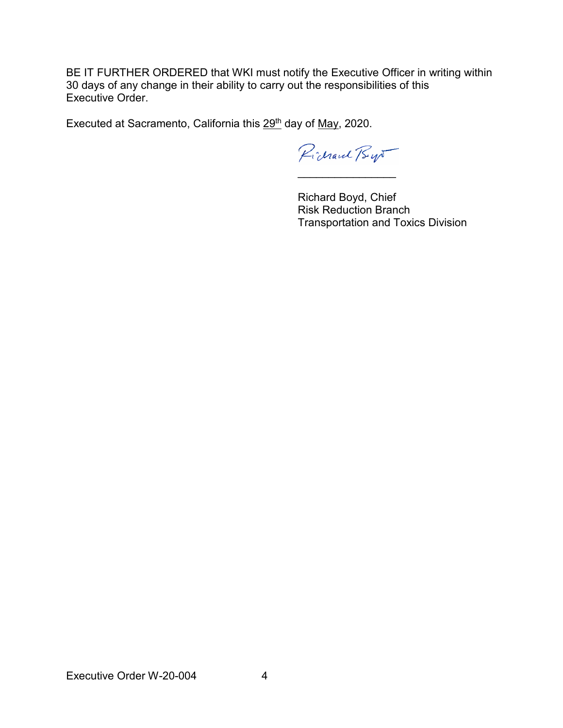BE IT FURTHER ORDERED that WKI must notify the Executive Officer in writing within 30 days of any change in their ability to carry out the responsibilities of this Executive Order.

Executed at Sacramento, California this 29th day of May, 2020.

Richard Boyd, Chief
Risk Reduction Branch
Transportation and Toxics Division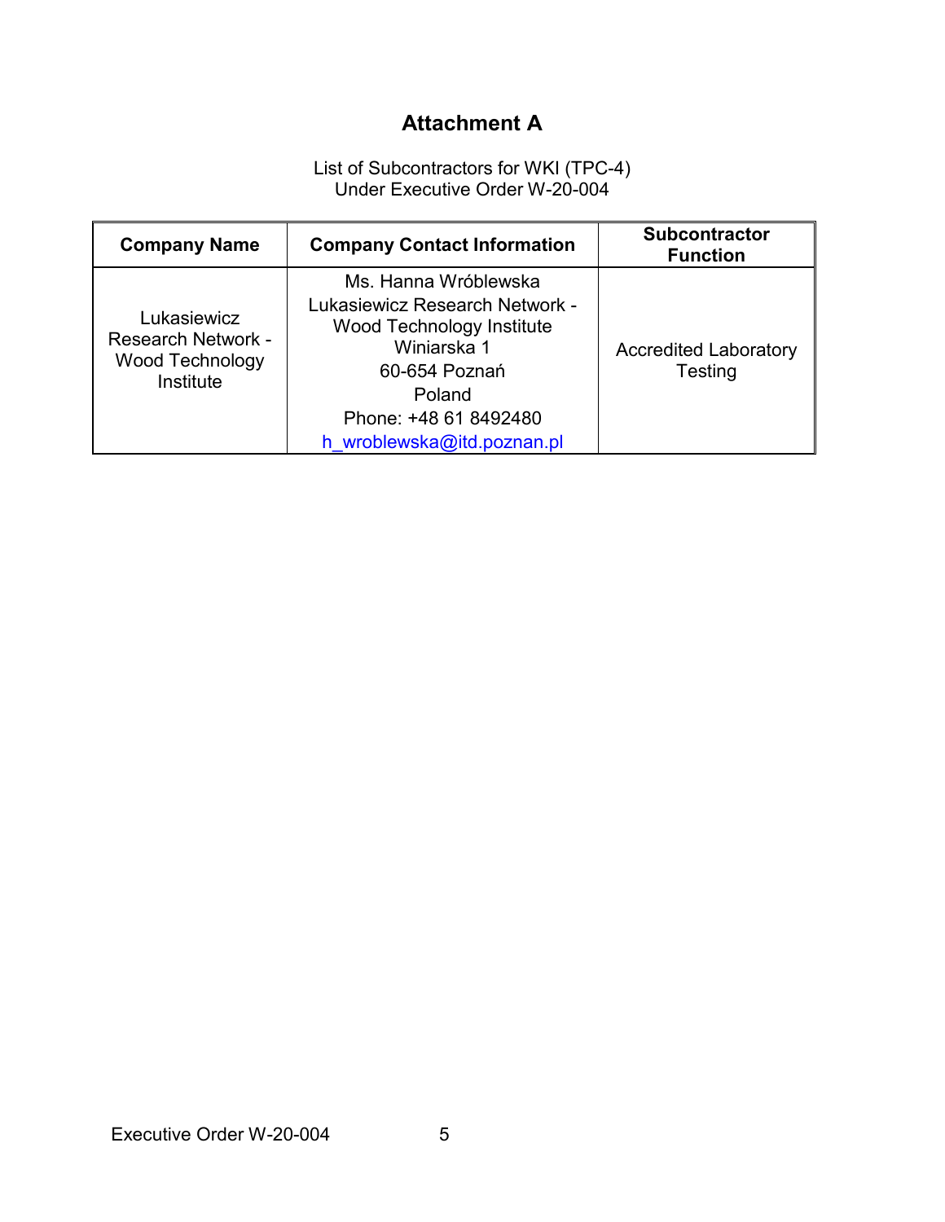# Attachment A

List of Subcontractors for WKI (TPC-4)
Under Executive Order W-20-004

| Company Name | Company Contact Information | Subcontractor Function |
|---|---|---|
| Lukasiewicz Research Network - Wood Technology Institute | Ms. Hanna Wróblewska<br>Lukasiewicz Research Network - Wood Technology Institute<br>Winiarska 1<br>60-654 Poznań<br>Poland<br>Phone: +48 61 8492480<br>h_wroblewska@itd.poznan.pl | Accredited Laboratory Testing |